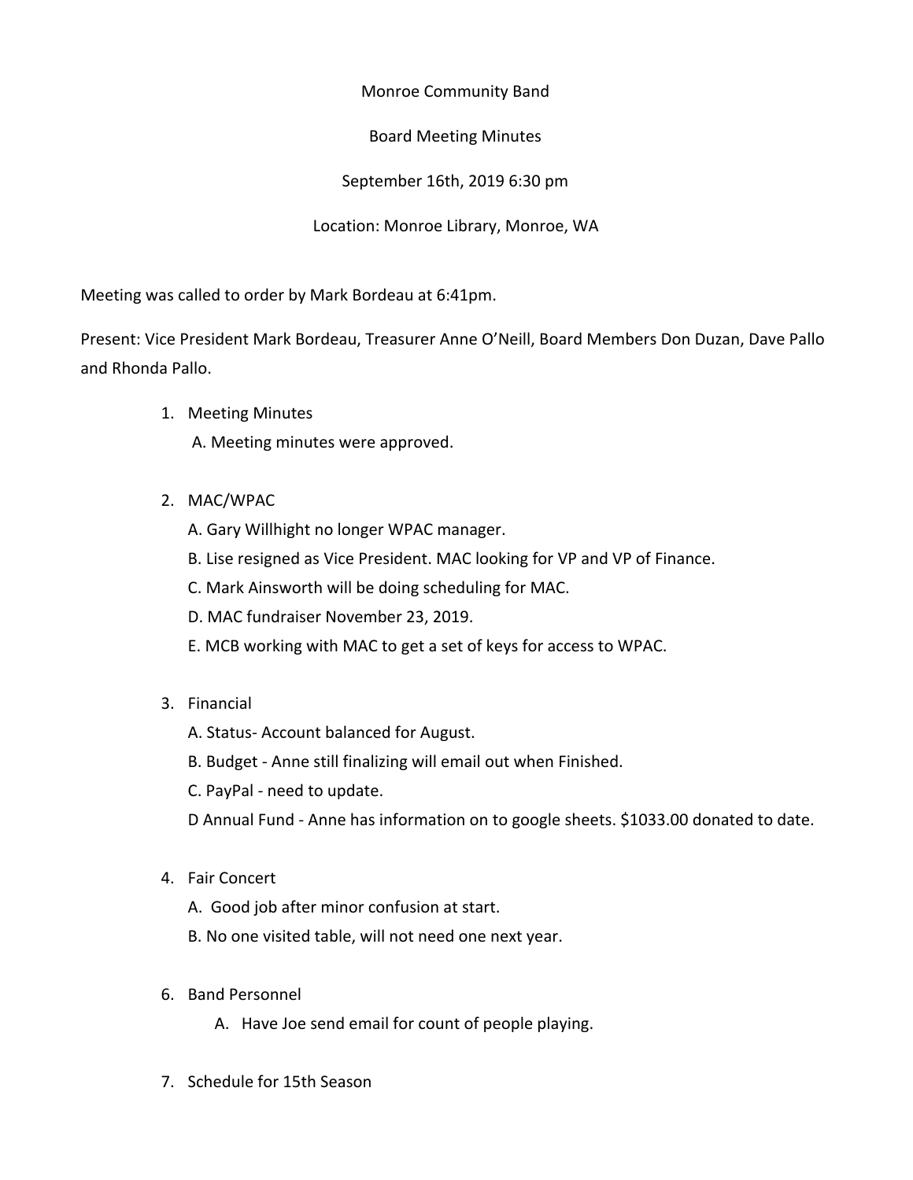Monroe Community Band

Board Meeting Minutes

September 16th, 2019 6:30 pm

Location: Monroe Library, Monroe, WA

Meeting was called to order by Mark Bordeau at 6:41pm.

Present: Vice President Mark Bordeau, Treasurer Anne O'Neill, Board Members Don Duzan, Dave Pallo and Rhonda Pallo.

1. Meeting Minutes
   A. Meeting minutes were approved.

2. MAC/WPAC
   A. Gary Willhight no longer WPAC manager.
   B. Lise resigned as Vice President. MAC looking for VP and VP of Finance.
   C. Mark Ainsworth will be doing scheduling for MAC.
   D. MAC fundraiser November 23, 2019.
   E. MCB working with MAC to get a set of keys for access to WPAC.

3. Financial
   A. Status- Account balanced for August.
   B. Budget - Anne still finalizing will email out when Finished.
   C. PayPal - need to update.
   D Annual Fund - Anne has information on to google sheets. $1033.00 donated to date.

4. Fair Concert
   A. Good job after minor confusion at start.
   B. No one visited table, will not need one next year.

6. Band Personnel
   A. Have Joe send email for count of people playing.

7. Schedule for 15th Season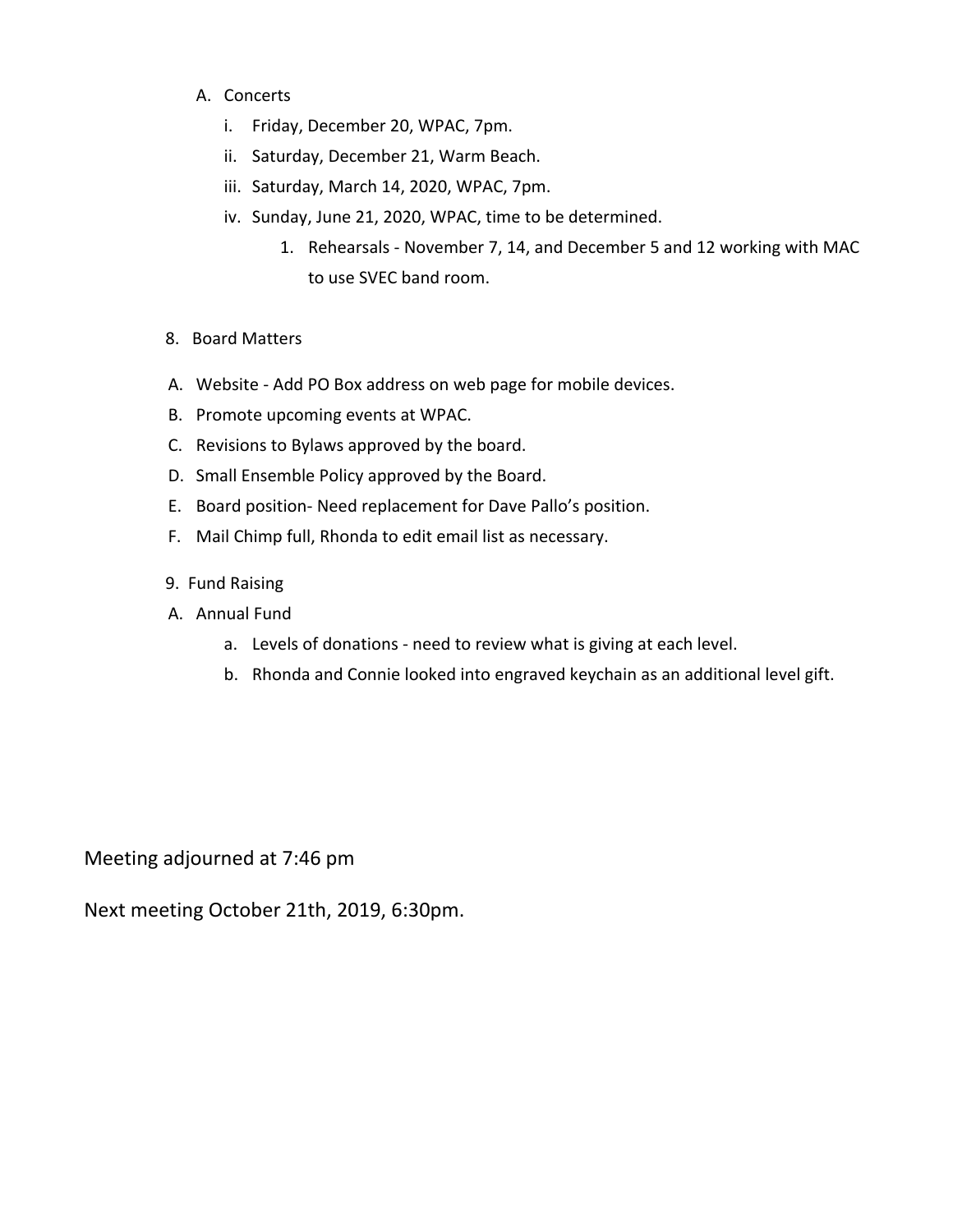A. Concerts
   i. Friday, December 20, WPAC, 7pm.
   ii. Saturday, December 21, Warm Beach.
   iii. Saturday, March 14, 2020, WPAC, 7pm.
   iv. Sunday, June 21, 2020, WPAC, time to be determined.
      1. Rehearsals - November 7, 14, and December 5 and 12 working with MAC to use SVEC band room.

8. Board Matters

A. Website - Add PO Box address on web page for mobile devices.
B. Promote upcoming events at WPAC.
C. Revisions to Bylaws approved by the board.
D. Small Ensemble Policy approved by the Board.
E. Board position- Need replacement for Dave Pallo's position.
F. Mail Chimp full, Rhonda to edit email list as necessary.

9. Fund Raising

A. Annual Fund
   a. Levels of donations - need to review what is giving at each level.
   b. Rhonda and Connie looked into engraved keychain as an additional level gift.

Meeting adjourned at 7:46 pm

Next meeting October 21th, 2019, 6:30pm.